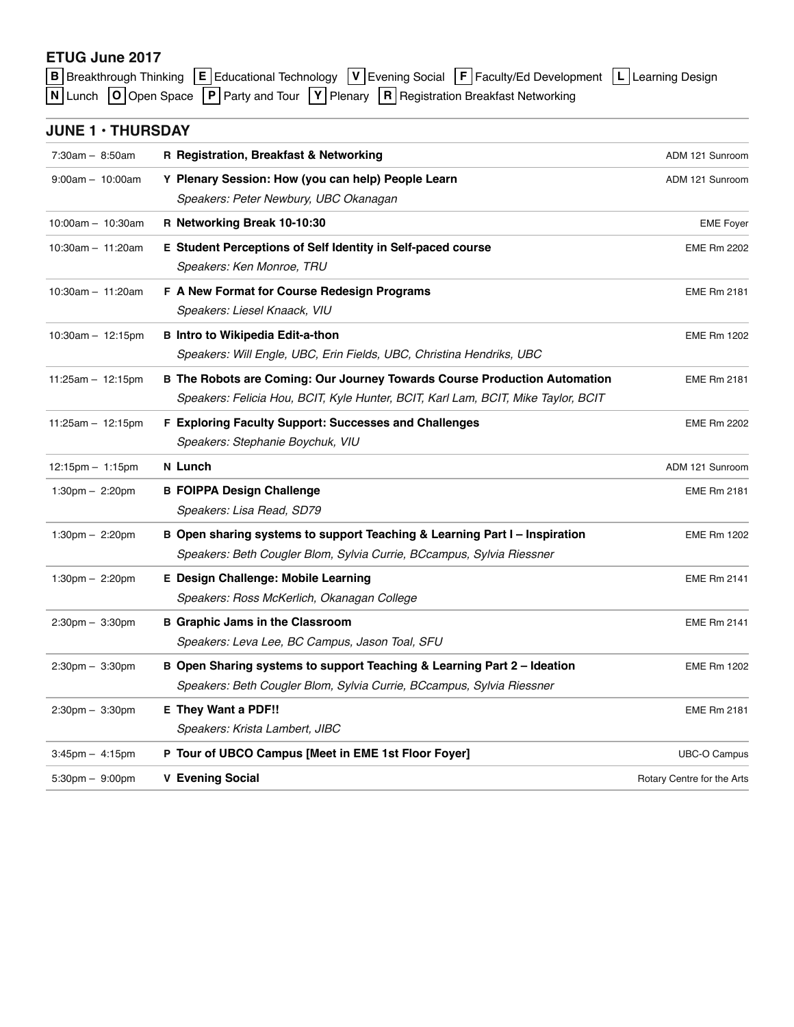## ETUG June 2017

**B** Breakthrough Thinking **E** Educational Technology **V** Evening Social **F** Faculty/Ed Development **L** Learning Design
**N** Lunch **O** Open Space **P** Party and Tour **Y** Plenary **R** Registration Breakfast Networking

### JUNE 1 • THURSDAY

| Time | Session | Location |
|---|---|---|
| 7:30am – 8:50am | R **Registration, Breakfast & Networking** | ADM 121 Sunroom |
| 9:00am – 10:00am | Y **Plenary Session: How (you can help) People Learn**<br>*Speakers: Peter Newbury, UBC Okanagan* | ADM 121 Sunroom |
| 10:00am – 10:30am | R **Networking Break 10-10:30** | EME Foyer |
| 10:30am – 11:20am | E **Student Perceptions of Self Identity in Self-paced course**<br>*Speakers: Ken Monroe, TRU* | EME Rm 2202 |
| 10:30am – 11:20am | F **A New Format for Course Redesign Programs**<br>*Speakers: Liesel Knaack, VIU* | EME Rm 2181 |
| 10:30am – 12:15pm | B **Intro to Wikipedia Edit-a-thon**<br>*Speakers: Will Engle, UBC, Erin Fields, UBC, Christina Hendriks, UBC* | EME Rm 1202 |
| 11:25am – 12:15pm | B **The Robots are Coming: Our Journey Towards Course Production Automation**<br>*Speakers: Felicia Hou, BCIT, Kyle Hunter, BCIT, Karl Lam, BCIT, Mike Taylor, BCIT* | EME Rm 2181 |
| 11:25am – 12:15pm | F **Exploring Faculty Support: Successes and Challenges**<br>*Speakers: Stephanie Boychuk, VIU* | EME Rm 2202 |
| 12:15pm – 1:15pm | N **Lunch** | ADM 121 Sunroom |
| 1:30pm – 2:20pm | B **FOIPPA Design Challenge**<br>*Speakers: Lisa Read, SD79* | EME Rm 2181 |
| 1:30pm – 2:20pm | B **Open sharing systems to support Teaching & Learning Part I – Inspiration**<br>*Speakers: Beth Cougler Blom, Sylvia Currie, BCcampus, Sylvia Riessner* | EME Rm 1202 |
| 1:30pm – 2:20pm | E **Design Challenge: Mobile Learning**<br>*Speakers: Ross McKerlich, Okanagan College* | EME Rm 2141 |
| 2:30pm – 3:30pm | B **Graphic Jams in the Classroom**<br>*Speakers: Leva Lee, BC Campus, Jason Toal, SFU* | EME Rm 2141 |
| 2:30pm – 3:30pm | B **Open Sharing systems to support Teaching & Learning Part 2 – Ideation**<br>*Speakers: Beth Cougler Blom, Sylvia Currie, BCcampus, Sylvia Riessner* | EME Rm 1202 |
| 2:30pm – 3:30pm | E **They Want a PDF!!**<br>*Speakers: Krista Lambert, JIBC* | EME Rm 2181 |
| 3:45pm – 4:15pm | P **Tour of UBCO Campus [Meet in EME 1st Floor Foyer]** | UBC-O Campus |
| 5:30pm – 9:00pm | V **Evening Social** | Rotary Centre for the Arts |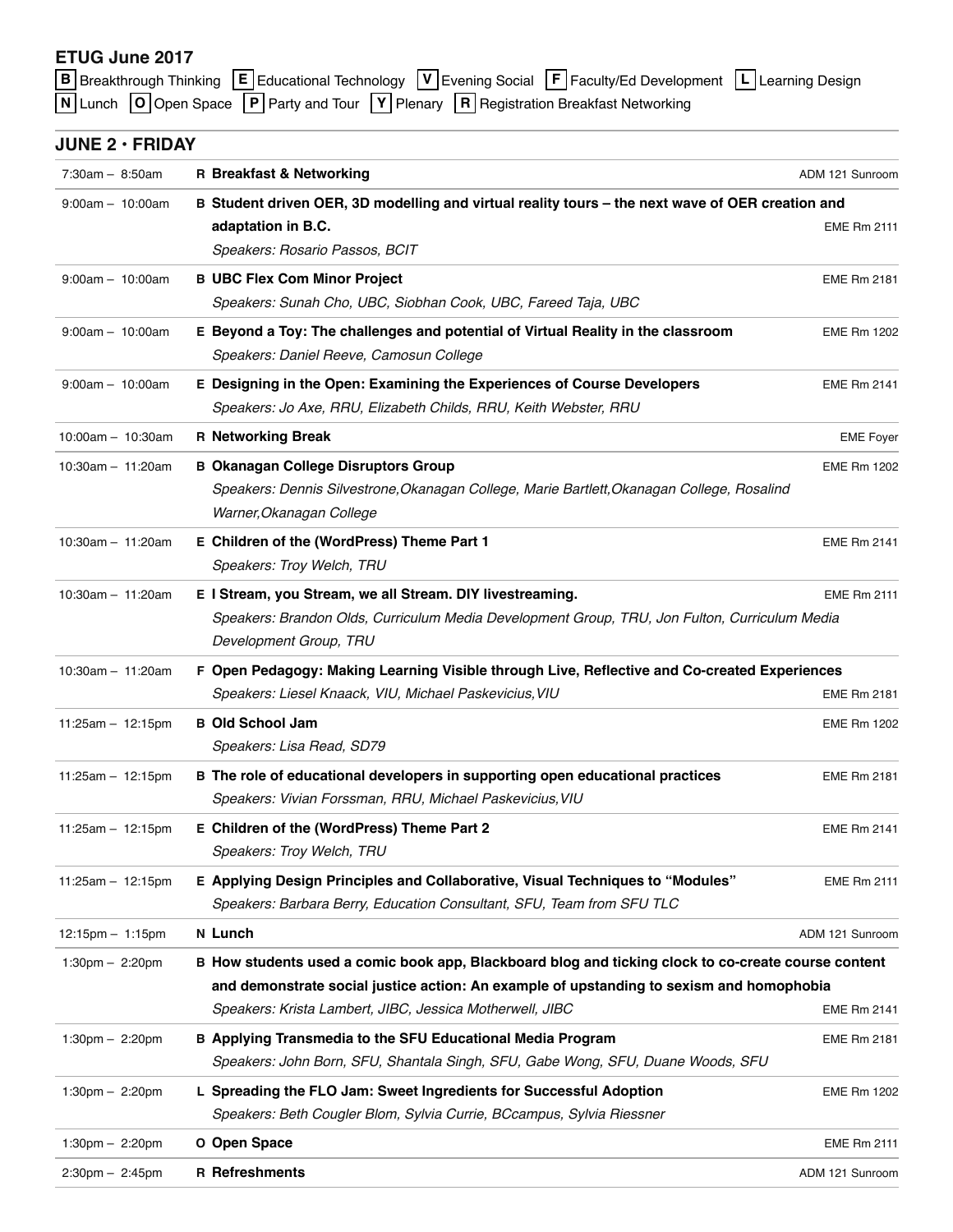## ETUG June 2017

**B** Breakthrough Thinking **E** Educational Technology **V** Evening Social **F** Faculty/Ed Development **L** Learning Design
**N** Lunch **O** Open Space **P** Party and Tour **Y** Plenary **R** Registration Breakfast Networking

### JUNE 2 • FRIDAY

| | | |
|---|---|---|
| 7:30am – 8:50am | R **Breakfast & Networking** | ADM 121 Sunroom |
| 9:00am – 10:00am | B **Student driven OER, 3D modelling and virtual reality tours – the next wave of OER creation and adaptation in B.C.**<br>*Speakers: Rosario Passos, BCIT* | EME Rm 2111 |
| 9:00am – 10:00am | B **UBC Flex Com Minor Project**<br>*Speakers: Sunah Cho, UBC, Siobhan Cook, UBC, Fareed Taja, UBC* | EME Rm 2181 |
| 9:00am – 10:00am | E **Beyond a Toy: The challenges and potential of Virtual Reality in the classroom**<br>*Speakers: Daniel Reeve, Camosun College* | EME Rm 1202 |
| 9:00am – 10:00am | E **Designing in the Open: Examining the Experiences of Course Developers**<br>*Speakers: Jo Axe, RRU, Elizabeth Childs, RRU, Keith Webster, RRU* | EME Rm 2141 |
| 10:00am – 10:30am | R **Networking Break** | EME Foyer |
| 10:30am – 11:20am | B **Okanagan College Disruptors Group**<br>*Speakers: Dennis Silvestrone,Okanagan College, Marie Bartlett,Okanagan College, Rosalind Warner,Okanagan College* | EME Rm 1202 |
| 10:30am – 11:20am | E **Children of the (WordPress) Theme Part 1**<br>*Speakers: Troy Welch, TRU* | EME Rm 2141 |
| 10:30am – 11:20am | E **I Stream, you Stream, we all Stream. DIY livestreaming.**<br>*Speakers: Brandon Olds, Curriculum Media Development Group, TRU, Jon Fulton, Curriculum Media Development Group, TRU* | EME Rm 2111 |
| 10:30am – 11:20am | F **Open Pedagogy: Making Learning Visible through Live, Reflective and Co-created Experiences**<br>*Speakers: Liesel Knaack, VIU, Michael Paskevicius,VIU* | EME Rm 2181 |
| 11:25am – 12:15pm | B **Old School Jam**<br>*Speakers: Lisa Read, SD79* | EME Rm 1202 |
| 11:25am – 12:15pm | B **The role of educational developers in supporting open educational practices**<br>*Speakers: Vivian Forssman, RRU, Michael Paskevicius,VIU* | EME Rm 2181 |
| 11:25am – 12:15pm | E **Children of the (WordPress) Theme Part 2**<br>*Speakers: Troy Welch, TRU* | EME Rm 2141 |
| 11:25am – 12:15pm | E **Applying Design Principles and Collaborative, Visual Techniques to "Modules"**<br>*Speakers: Barbara Berry, Education Consultant, SFU, Team from SFU TLC* | EME Rm 2111 |
| 12:15pm – 1:15pm | N **Lunch** | ADM 121 Sunroom |
| 1:30pm – 2:20pm | B **How students used a comic book app, Blackboard blog and ticking clock to co-create course content and demonstrate social justice action: An example of upstanding to sexism and homophobia**<br>*Speakers: Krista Lambert, JIBC, Jessica Motherwell, JIBC* | EME Rm 2141 |
| 1:30pm – 2:20pm | B **Applying Transmedia to the SFU Educational Media Program**<br>*Speakers: John Born, SFU, Shantala Singh, SFU, Gabe Wong, SFU, Duane Woods, SFU* | EME Rm 2181 |
| 1:30pm – 2:20pm | L **Spreading the FLO Jam: Sweet Ingredients for Successful Adoption**<br>*Speakers: Beth Cougler Blom, Sylvia Currie, BCcampus, Sylvia Riessner* | EME Rm 1202 |
| 1:30pm – 2:20pm | O **Open Space** | EME Rm 2111 |
| 2:30pm – 2:45pm | R **Refreshments** | ADM 121 Sunroom |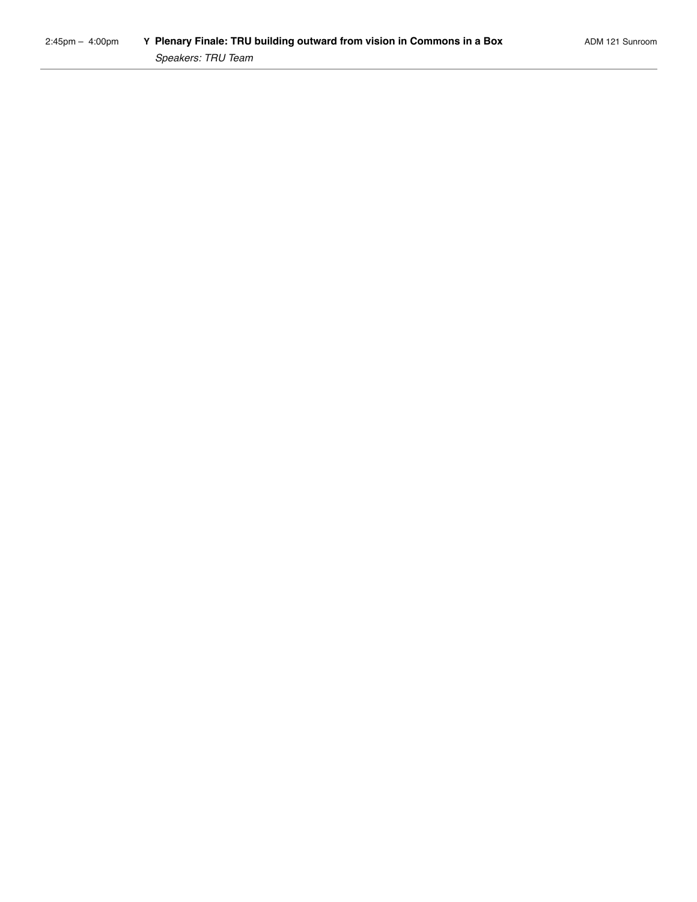2:45pm – 4:00pm **Y Plenary Finale: TRU building outward from vision in Commons in a Box** ADM 121 Sunroom

*Speakers: TRU Team*